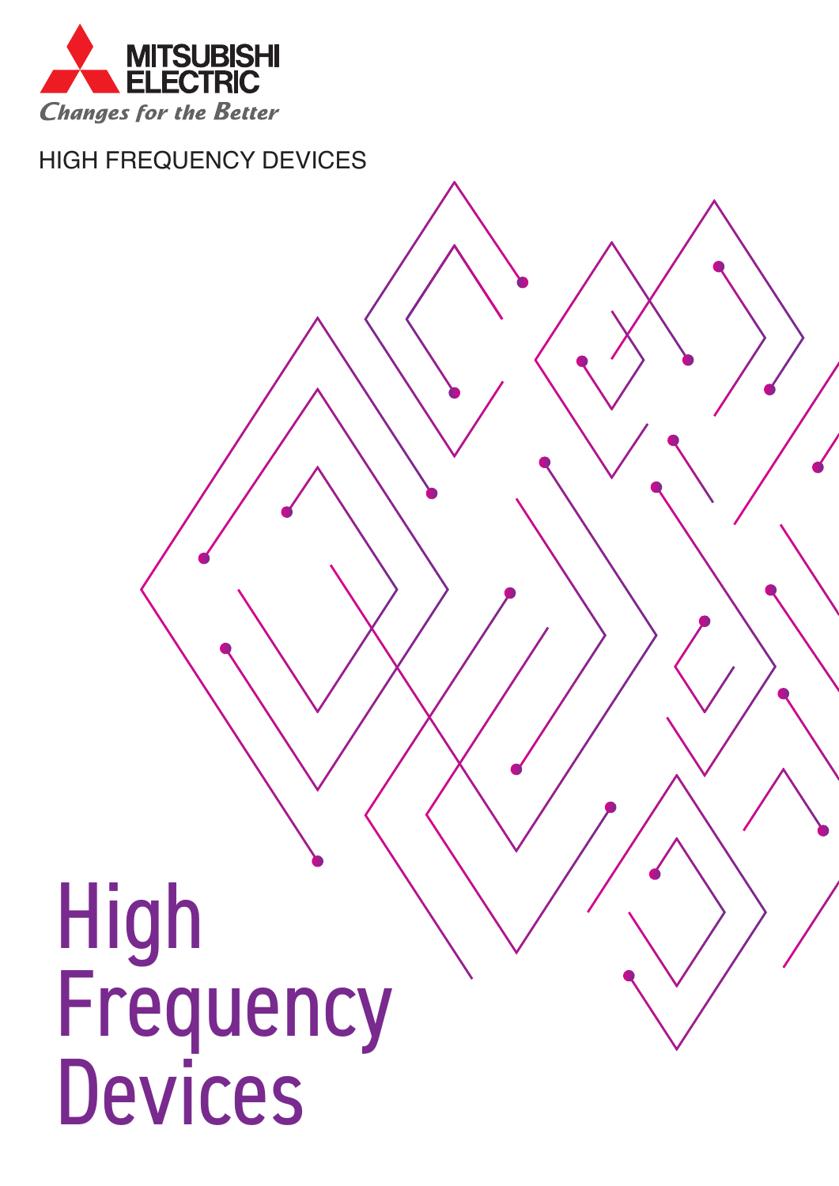MITSUBISHI ELECTRIC

*Changes for the Better*

HIGH FREQUENCY DEVICES

# High Frequency Devices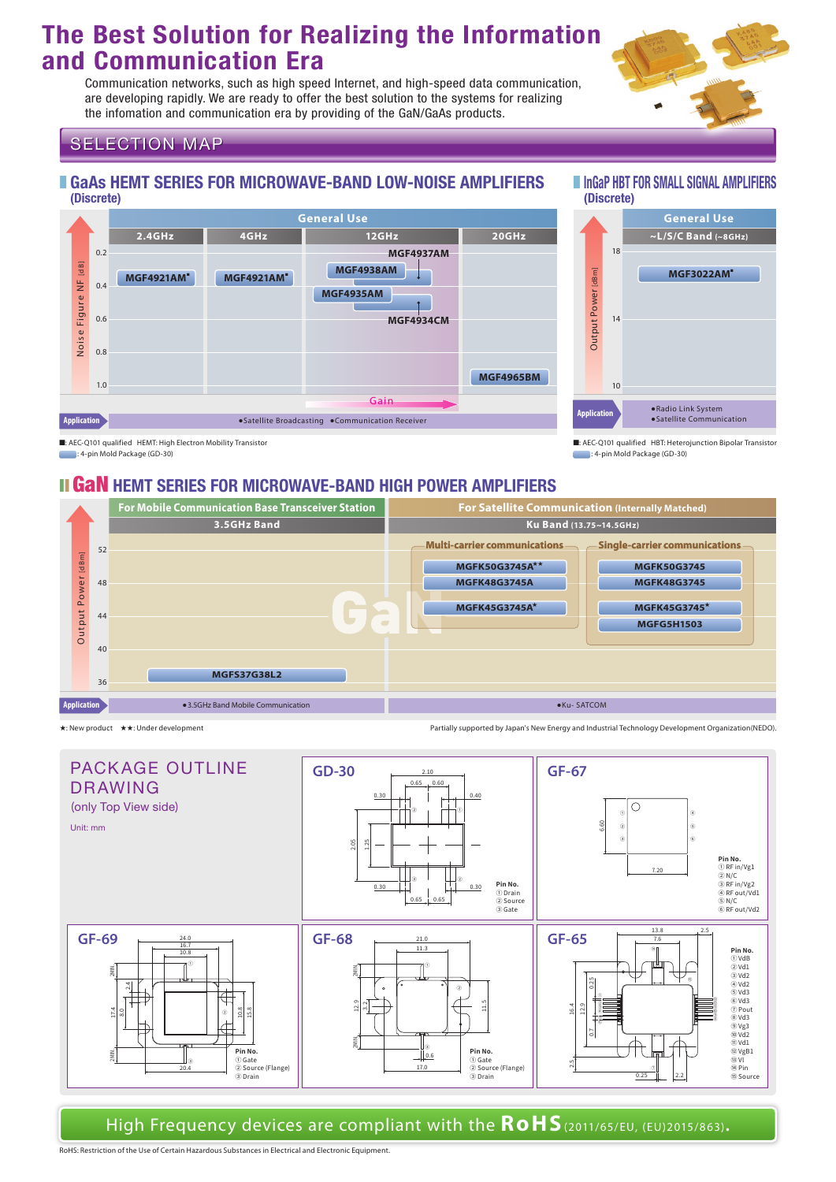# The Best Solution for Realizing the Information and Communication Era

Communication networks, such as high speed Internet, and high-speed data communication, are developing rapidly. We are ready to offer the best solution to the systems for realizing the infomation and communication era by providing of the GaN/GaAs products.

## SELECTION MAP

### GaAs HEMT SERIES FOR MICROWAVE-BAND LOW-NOISE AMPLIFIERS (Discrete)

General Use

| Noise Figure NF [dB] | 2.4GHz | 4GHz | 12GHz | 20GHz |
|---|---|---|---|---|
| 0.2 | | | MGF4937AM | |
| 0.3 | | | MGF4938AM | |
| 0.4 | MGF4921AM★ | MGF4921AM★ | MGF4935AM | |
| 0.6 | | | MGF4934CM | |
| 1.0 | | | | MGF4965BM |

Gain →

Application: ●Satellite Broadcasting ●Communication Receiver

■: AEC-Q101 qualified HEMT: High Electron Mobility Transistor
▭: 4-pin Mold Package (GD-30)

### InGaP HBT FOR SMALL SIGNAL AMPLIFIERS (Discrete)

General Use

| Output Power [dBm] | ~L/S/C Band (~8GHz) |
|---|---|
| 18 | |
| 16 | MGF3022AM★ |
| 14 | |
| 10 | |

Application: ●Radio Link System ●Satellite Communication

■: AEC-Q101 qualified HBT: Heterojunction Bipolar Transistor
▭: 4-pin Mold Package (GD-30)

### GaN HEMT SERIES FOR MICROWAVE-BAND HIGH POWER AMPLIFIERS

| Output Power [dBm] | For Mobile Communication Base Transceiver Station: 3.5GHz Band | For Satellite Communication (Internally Matched): Ku Band (13.75~14.5GHz) Multi-carrier communications | Ku Band (13.75~14.5GHz) Single-carrier communications |
|---|---|---|---|
| 50 | | MGFK50G3745A★★ | MGFK50G3745 |
| 48 | | MGFK48G3745A | MGFK48G3745 |
| 45 | | MGFK45G3745A★ | MGFK45G3745★ |
| 44 | | | MGFG5H1503 |
| 37 | MGFS37G38L2 | | |

Application: ●3.5GHz Band Mobile Communication | ●Ku- SATCOM

★: New product ★★: Under development

Partially supported by Japan's New Energy and Industrial Technology Development Organization(NEDO).

## PACKAGE OUTLINE DRAWING

(only Top View side)

Unit: mm

### GD-30

Pin No.
① Drain
② Source
③ Gate

### GF-67

Pin No.
① RF in/Vg1
② N/C
③ RF in/Vg2
④ RF out/Vd1
⑤ N/C
⑥ RF out/Vd2

### GF-69

Pin No.
① Gate
② Source (Flange)
③ Drain

### GF-68

Pin No.
① Gate
② Source (Flange)
③ Drain

### GF-65

Pin No.
① VdB
② Vd1
③ Vd2
④ Vd2
⑤ Vd3
⑥ Vd3
⑦ Pout
⑧ Vd3
⑨ Vg3
⑩ Vd2
⑪ Vd1
⑫ VgB1
⑬ Vl
⑭ Pin
⑮ Source

**High Frequency devices are compliant with the RoHS (2011/65/EU, (EU)2015/863).**

RoHS: Restriction of the Use of Certain Hazardous Substances in Electrical and Electronic Equipment.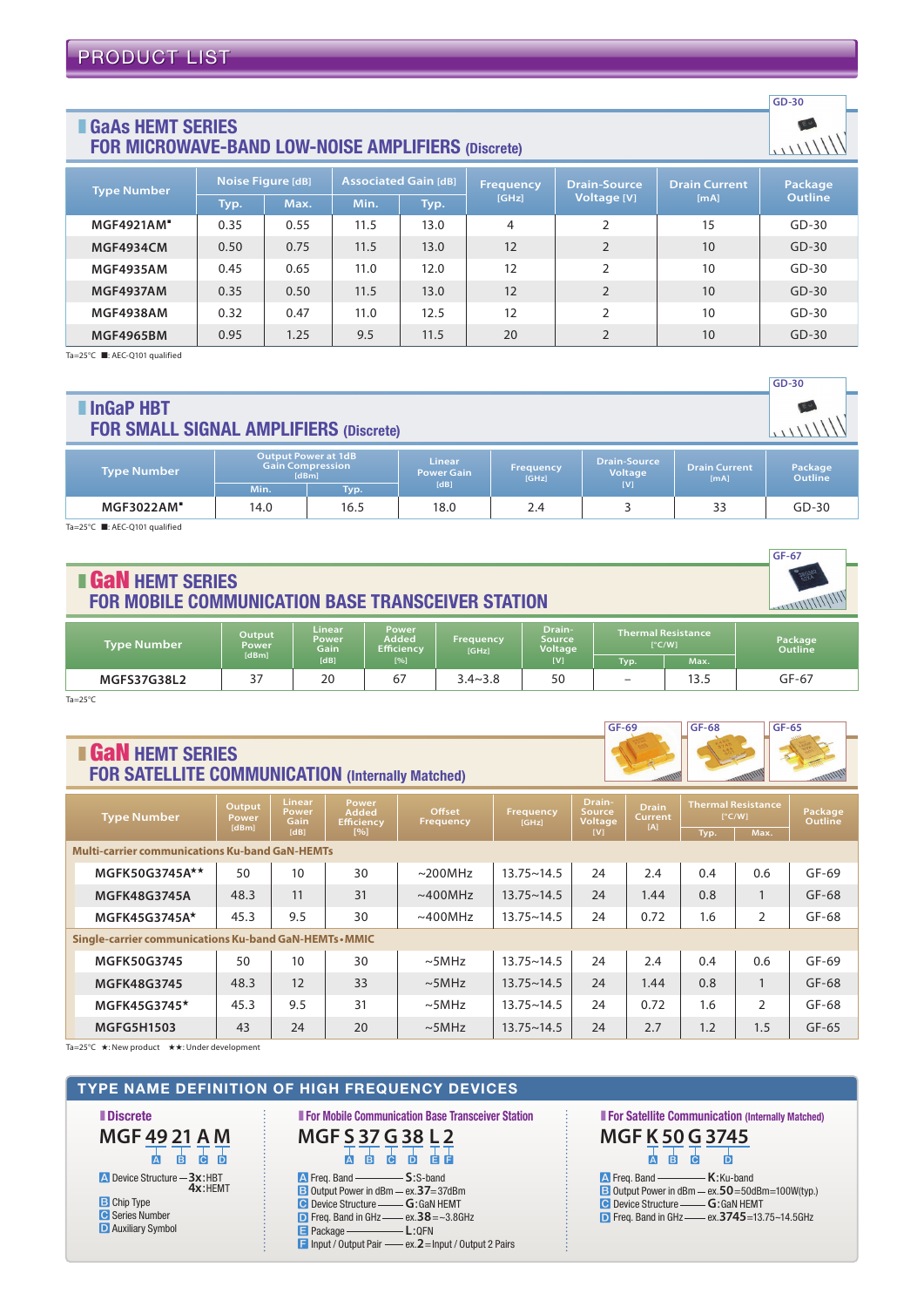# PRODUCT LIST

## GaAs HEMT SERIES FOR MICROWAVE-BAND LOW-NOISE AMPLIFIERS (Discrete)

GD-30

| Type Number | Noise Figure [dB] | | Associated Gain [dB] | | Frequency [GHz] | Drain-Source Voltage [V] | Drain Current [mA] | Package Outline |
|---|---|---|---|---|---|---|---|---|
| | Typ. | Max. | Min. | Typ. | | | | |
| MGF4921AM■ | 0.35 | 0.55 | 11.5 | 13.0 | 4 | 2 | 15 | GD-30 |
| MGF4934CM | 0.50 | 0.75 | 11.5 | 13.0 | 12 | 2 | 10 | GD-30 |
| MGF4935AM | 0.45 | 0.65 | 11.0 | 12.0 | 12 | 2 | 10 | GD-30 |
| MGF4937AM | 0.35 | 0.50 | 11.5 | 13.0 | 12 | 2 | 10 | GD-30 |
| MGF4938AM | 0.32 | 0.47 | 11.0 | 12.5 | 12 | 2 | 10 | GD-30 |
| MGF4965BM | 0.95 | 1.25 | 9.5 | 11.5 | 20 | 2 | 10 | GD-30 |

Ta=25°C ■: AEC-Q101 qualified

## InGaP HBT FOR SMALL SIGNAL AMPLIFIERS (Discrete)

GD-30

| Type Number | Output Power at 1dB Gain Compression [dBm] | | Linear Power Gain [dB] | Frequency [GHz] | Drain-Source Voltage [V] | Drain Current [mA] | Package Outline |
|---|---|---|---|---|---|---|---|
| | Min. | Typ. | | | | | |
| MGF3022AM■ | 14.0 | 16.5 | 18.0 | 2.4 | 3 | 33 | GD-30 |

Ta=25°C ■: AEC-Q101 qualified

## GaN HEMT SERIES FOR MOBILE COMMUNICATION BASE TRANSCEIVER STATION

GF-67

| Type Number | Output Power [dBm] | Linear Power Gain [dB] | Power Added Efficiency [%] | Frequency [GHz] | Drain-Source Voltage [V] | Thermal Resistance [°C/W] | | Package Outline |
|---|---|---|---|---|---|---|---|---|
| | | | | | | Typ. | Max. | |
| MGFS37G38L2 | 37 | 20 | 67 | 3.4~3.8 | 50 | – | 13.5 | GF-67 |

Ta=25°C

## GaN HEMT SERIES FOR SATELLITE COMMUNICATION (Internally Matched)

GF-69 GF-68 GF-65

| Type Number | Output Power [dBm] | Linear Power Gain [dB] | Power Added Efficiency [%] | Offset Frequency | Frequency [GHz] | Drain-Source Voltage [V] | Drain Current [A] | Thermal Resistance [°C/W] | | Package Outline |
|---|---|---|---|---|---|---|---|---|---|---|
| | | | | | | | | Typ. | Max. | |
| **Multi-carrier communications Ku-band GaN-HEMTs** | | | | | | | | | | |
| MGFK50G3745A★★ | 50 | 10 | 30 | ~200MHz | 13.75~14.5 | 24 | 2.4 | 0.4 | 0.6 | GF-69 |
| MGFK48G3745A | 48.3 | 11 | 31 | ~400MHz | 13.75~14.5 | 24 | 1.44 | 0.8 | 1 | GF-68 |
| MGFK45G3745A★ | 45.3 | 9.5 | 30 | ~400MHz | 13.75~14.5 | 24 | 0.72 | 1.6 | 2 | GF-68 |
| **Single-carrier communications Ku-band GaN-HEMTs • MMIC** | | | | | | | | | | |
| MGFK50G3745 | 50 | 10 | 30 | ~5MHz | 13.75~14.5 | 24 | 2.4 | 0.4 | 0.6 | GF-69 |
| MGFK48G3745 | 48.3 | 12 | 33 | ~5MHz | 13.75~14.5 | 24 | 1.44 | 0.8 | 1 | GF-68 |
| MGFK45G3745★ | 45.3 | 9.5 | 31 | ~5MHz | 13.75~14.5 | 24 | 0.72 | 1.6 | 2 | GF-68 |
| MGFG5H1503 | 43 | 24 | 20 | ~5MHz | 13.75~14.5 | 24 | 2.7 | 1.2 | 1.5 | GF-65 |

Ta=25°C ★: New product ★★: Under development

## TYPE NAME DEFINITION OF HIGH FREQUENCY DEVICES

### Discrete

MGF 49 21 A M (A B C D)

- A Device Structure — **3x**: HBT, **4x**: HEMT
- B Chip Type
- C Series Number
- D Auxiliary Symbol

### For Mobile Communication Base Transceiver Station

MGF S 37 G 38 L 2 (A B C D E F)

- A Freq. Band — **S**: S-band
- B Output Power in dBm — ex. **37**=37dBm
- C Device Structure — **G**: GaN HEMT
- D Freq. Band in GHz — ex. **38**=~3.8GHz
- E Package — **L**: QFN
- F Input / Output Pair — ex. **2**=Input / Output 2 Pairs

### For Satellite Communication (Internally Matched)

MGF K 50 G 3745 (A B C D)

- A Freq. Band — **K**: Ku-band
- B Output Power in dBm — ex. **50**=50dBm=100W(typ.)
- C Device Structure — **G**: GaN HEMT
- D Freq. Band in GHz — ex. **3745**=13.75~14.5GHz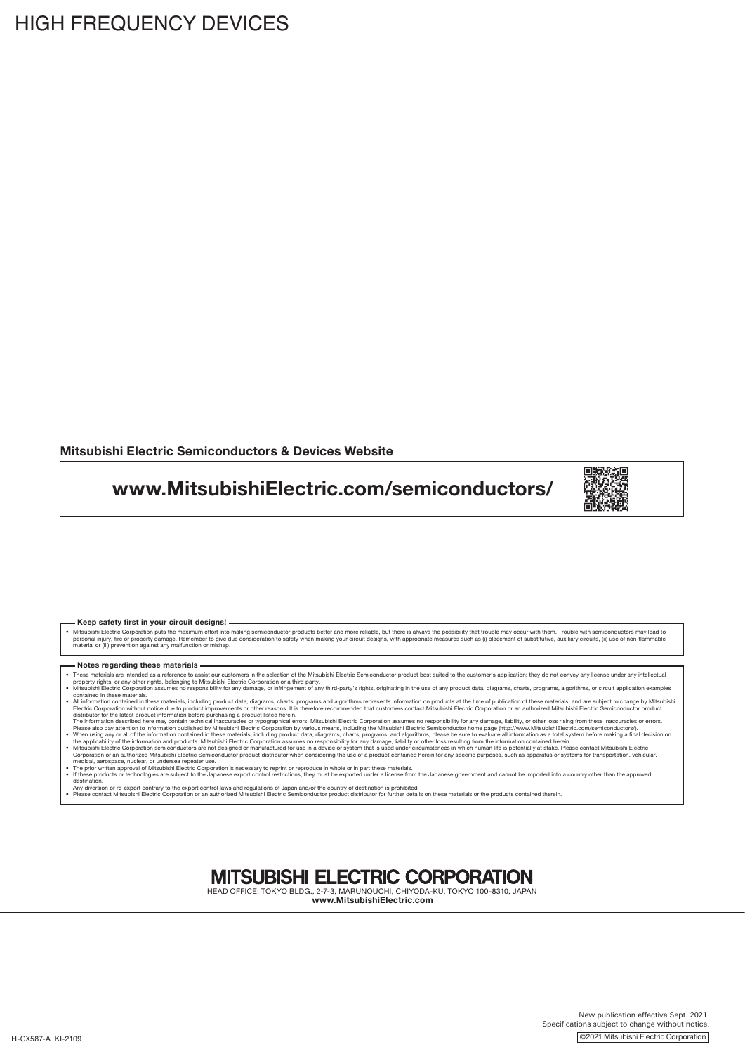# HIGH FREQUENCY DEVICES

**Mitsubishi Electric Semiconductors & Devices Website**

**www.MitsubishiElectric.com/semiconductors/**

**Keep safety first in your circuit designs!**

- Mitsubishi Electric Corporation puts the maximum effort into making semiconductor products better and more reliable, but there is always the possibility that trouble may occur with them. Trouble with semiconductors may lead to personal injury, fire or property damage. Remember to give due consideration to safety when making your circuit designs, with appropriate measures such as (i) placement of substitutive, auxiliary circuits, (ii) use of non-flammable material or (iii) prevention against any malfunction or mishap.

**Notes regarding these materials**

- These materials are intended as a reference to assist our customers in the selection of the Mitsubishi Electric Semiconductor product best suited to the customer's application; they do not convey any license under any intellectual property rights, or any other rights, belonging to Mitsubishi Electric Corporation or a third party.
- Mitsubishi Electric Corporation assumes no responsibility for any damage, or infringement of any third-party's rights, originating in the use of any product data, diagrams, charts, programs, algorithms, or circuit application examples contained in these materials.
- All information contained in these materials, including product data, diagrams, charts, programs and algorithms represents information on products at the time of publication of these materials, and are subject to change by Mitsubishi Electric Corporation without notice due to product improvements or other reasons. It is therefore recommended that customers contact Mitsubishi Electric Corporation or an authorized Mitsubishi Electric Semiconductor product distributor for the latest product information before purchasing a product listed herein.
  The information described here may contain technical inaccuracies or typographical errors. Mitsubishi Electric Corporation assumes no responsibility for any damage, liability, or other loss rising from these inaccuracies or errors.
  Please also pay attention to information published by Mitsubishi Electric Corporation by various means, including the Mitsubishi Electric Semiconductor home page (http://www.MitsubishiElectric.com/semiconductors/).
- When using any or all of the information contained in these materials, including product data, diagrams, charts, programs, and algorithms, please be sure to evaluate all information as a total system before making a final decision on the applicability of the information and products. Mitsubishi Electric Corporation assumes no responsibility for any damage, liability or other loss resulting from the information contained herein.
- Mitsubishi Electric Corporation semiconductors are not designed or manufactured for use in a device or system that is used under circumstances in which human life is potentially at stake. Please contact Mitsubishi Electric Corporation or an authorized Mitsubishi Electric Semiconductor product distributor when considering the use of a product contained herein for any specific purposes, such as apparatus or systems for transportation, vehicular, medical, aerospace, nuclear, or undersea repeater use.
- The prior written approval of Mitsubishi Electric Corporation is necessary to reprint or reproduce in whole or in part these materials.
- If these products or technologies are subject to the Japanese export control restrictions, they must be exported under a license from the Japanese government and cannot be imported into a country other than the approved destination.
  Any diversion or re-export contrary to the export control laws and regulations of Japan and/or the country of destination is prohibited.
- Please contact Mitsubishi Electric Corporation or an authorized Mitsubishi Electric Semiconductor product distributor for further details on these materials or the products contained therein.

**MITSUBISHI ELECTRIC CORPORATION**

HEAD OFFICE: TOKYO BLDG., 2-7-3, MARUNOUCHI, CHIYODA-KU, TOKYO 100-8310, JAPAN

**www.MitsubishiElectric.com**

H-CX587-A KI-2109

New publication effective Sept. 2021.
Specifications subject to change without notice.

©2021 Mitsubishi Electric Corporation